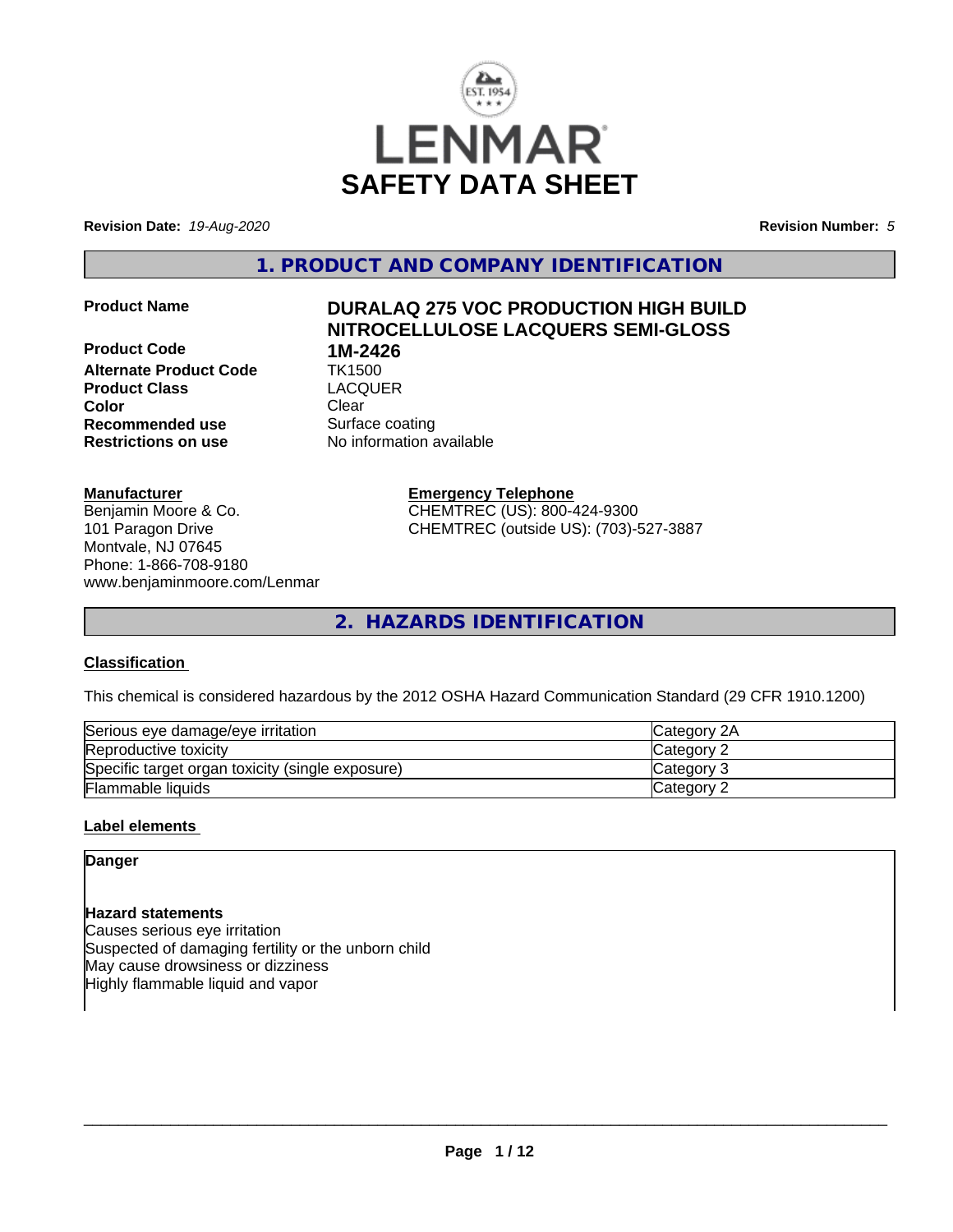LENMAR

# SAFETY DATA SHEET

**Revision Date:** *19-Aug-2020* **Revision Number:** *5*

## 1. PRODUCT AND COMPANY IDENTIFICATION

| | |
|---|---|
| **Product Name** | **DURALAQ 275 VOC PRODUCTION HIGH BUILD NITROCELLULOSE LACQUERS SEMI-GLOSS** |
| **Product Code** | **1M-2426** |
| **Alternate Product Code** | TK1500 |
| **Product Class** | LACQUER |
| **Color** | Clear |
| **Recommended use** | Surface coating |
| **Restrictions on use** | No information available |

**Manufacturer**
Benjamin Moore & Co.
101 Paragon Drive
Montvale, NJ 07645
Phone: 1-866-708-9180
www.benjaminmoore.com/Lenmar

**Emergency Telephone**
CHEMTREC (US): 800-424-9300
CHEMTREC (outside US): (703)-527-3887

## 2. HAZARDS IDENTIFICATION

### Classification

This chemical is considered hazardous by the 2012 OSHA Hazard Communication Standard (29 CFR 1910.1200)

| | |
|---|---|
| Serious eye damage/eye irritation | Category 2A |
| Reproductive toxicity | Category 2 |
| Specific target organ toxicity (single exposure) | Category 3 |
| Flammable liquids | Category 2 |

### Label elements

**Danger**

**Hazard statements**
Causes serious eye irritation
Suspected of damaging fertility or the unborn child
May cause drowsiness or dizziness
Highly flammable liquid and vapor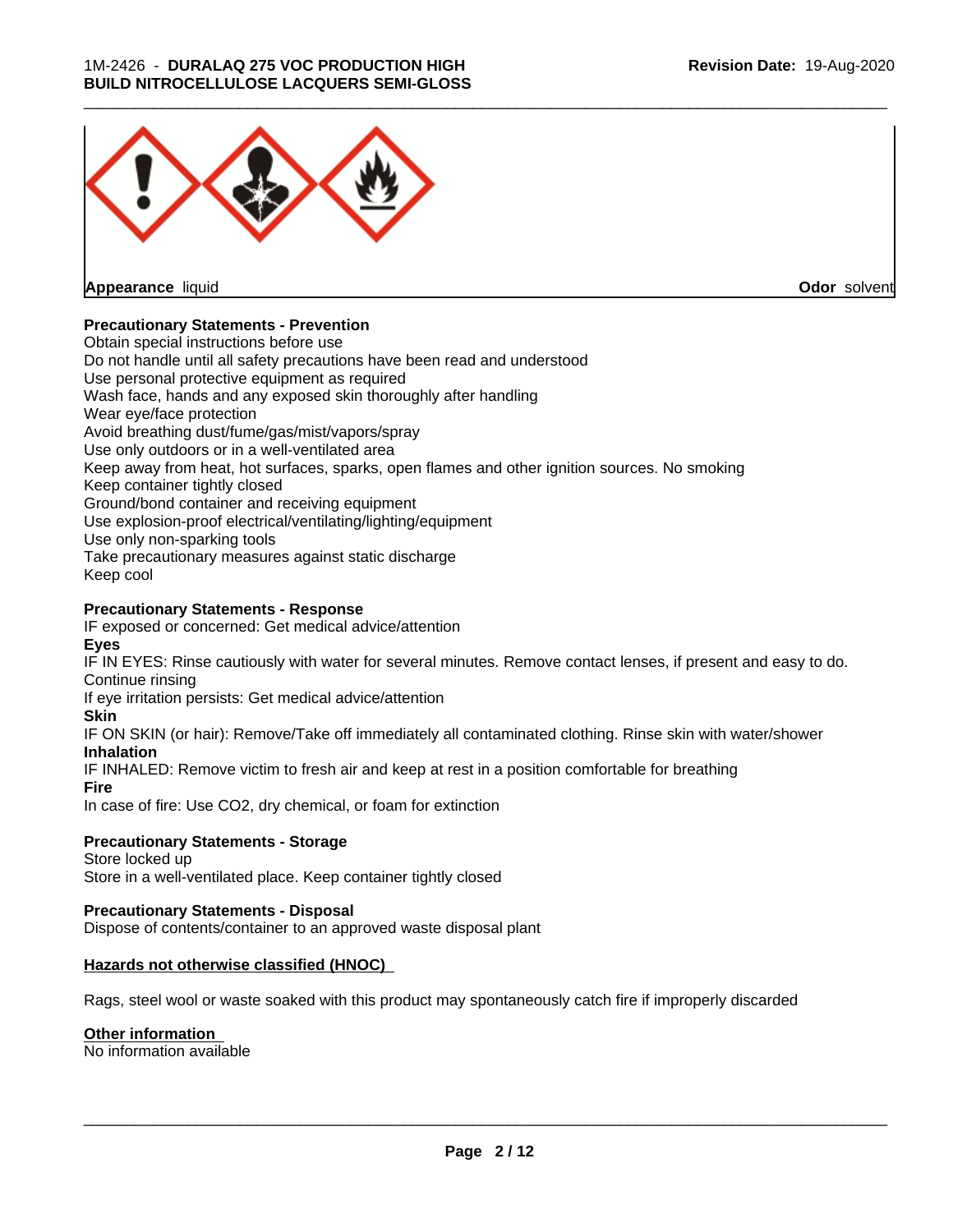| Appearance liquid | Odor solvent |
|---|---|

**Precautionary Statements - Prevention**
Obtain special instructions before use
Do not handle until all safety precautions have been read and understood
Use personal protective equipment as required
Wash face, hands and any exposed skin thoroughly after handling
Wear eye/face protection
Avoid breathing dust/fume/gas/mist/vapors/spray
Use only outdoors or in a well-ventilated area
Keep away from heat, hot surfaces, sparks, open flames and other ignition sources. No smoking
Keep container tightly closed
Ground/bond container and receiving equipment
Use explosion-proof electrical/ventilating/lighting/equipment
Use only non-sparking tools
Take precautionary measures against static discharge
Keep cool

**Precautionary Statements - Response**
IF exposed or concerned: Get medical advice/attention
**Eyes**
IF IN EYES: Rinse cautiously with water for several minutes. Remove contact lenses, if present and easy to do. Continue rinsing
If eye irritation persists: Get medical advice/attention
**Skin**
IF ON SKIN (or hair): Remove/Take off immediately all contaminated clothing. Rinse skin with water/shower
**Inhalation**
IF INHALED: Remove victim to fresh air and keep at rest in a position comfortable for breathing
**Fire**
In case of fire: Use $CO_2$, dry chemical, or foam for extinction

**Precautionary Statements - Storage**
Store locked up
Store in a well-ventilated place. Keep container tightly closed

**Precautionary Statements - Disposal**
Dispose of contents/container to an approved waste disposal plant

**Hazards not otherwise classified (HNOC)**

Rags, steel wool or waste soaked with this product may spontaneously catch fire if improperly discarded

**Other information**
No information available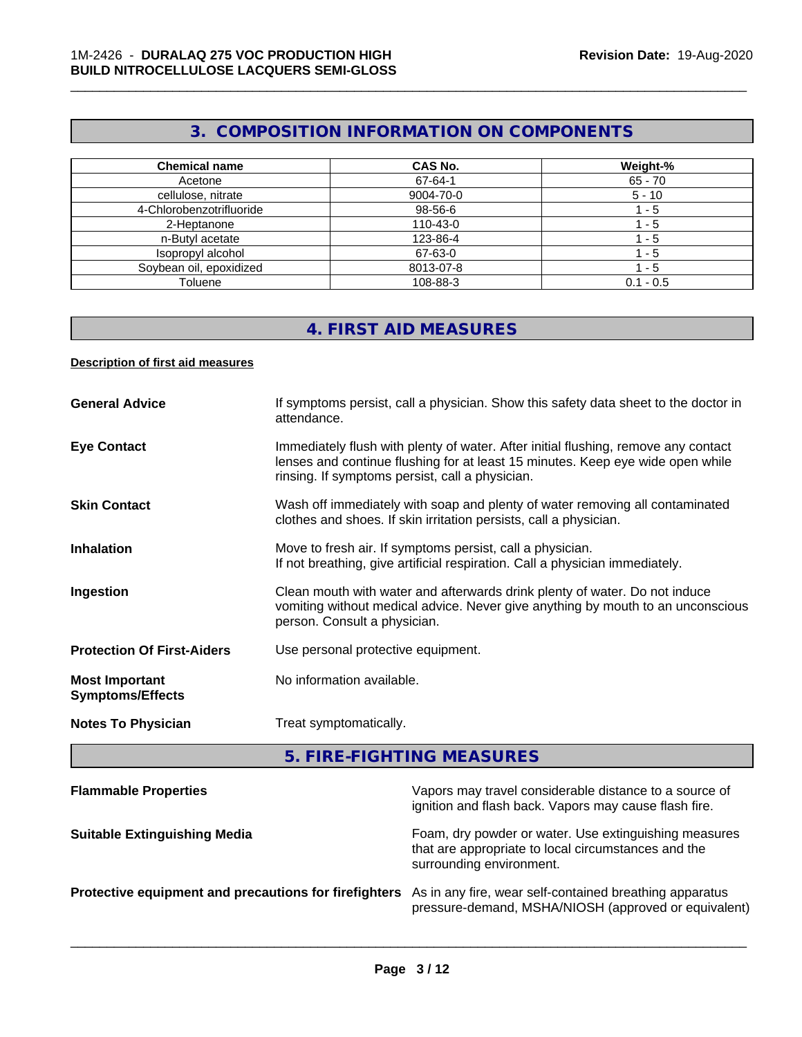## 3. COMPOSITION INFORMATION ON COMPONENTS

| Chemical name | CAS No. | Weight-% |
|---|---|---|
| Acetone | 67-64-1 | 65 - 70 |
| cellulose, nitrate | 9004-70-0 | 5 - 10 |
| 4-Chlorobenzotrifluoride | 98-56-6 | 1 - 5 |
| 2-Heptanone | 110-43-0 | 1 - 5 |
| n-Butyl acetate | 123-86-4 | 1 - 5 |
| Isopropyl alcohol | 67-63-0 | 1 - 5 |
| Soybean oil, epoxidized | 8013-07-8 | 1 - 5 |
| Toluene | 108-88-3 | 0.1 - 0.5 |

## 4. FIRST AID MEASURES

**Description of first aid measures**

**General Advice** If symptoms persist, call a physician. Show this safety data sheet to the doctor in attendance.

**Eye Contact** Immediately flush with plenty of water. After initial flushing, remove any contact lenses and continue flushing for at least 15 minutes. Keep eye wide open while rinsing. If symptoms persist, call a physician.

**Skin Contact** Wash off immediately with soap and plenty of water removing all contaminated clothes and shoes. If skin irritation persists, call a physician.

**Inhalation** Move to fresh air. If symptoms persist, call a physician.
If not breathing, give artificial respiration. Call a physician immediately.

**Ingestion** Clean mouth with water and afterwards drink plenty of water. Do not induce vomiting without medical advice. Never give anything by mouth to an unconscious person. Consult a physician.

**Protection Of First-Aiders** Use personal protective equipment.

**Most Important Symptoms/Effects** No information available.

**Notes To Physician** Treat symptomatically.

## 5. FIRE-FIGHTING MEASURES

**Flammable Properties** Vapors may travel considerable distance to a source of ignition and flash back. Vapors may cause flash fire.

**Suitable Extinguishing Media** Foam, dry powder or water. Use extinguishing measures that are appropriate to local circumstances and the surrounding environment.

**Protective equipment and precautions for firefighters** As in any fire, wear self-contained breathing apparatus pressure-demand, MSHA/NIOSH (approved or equivalent)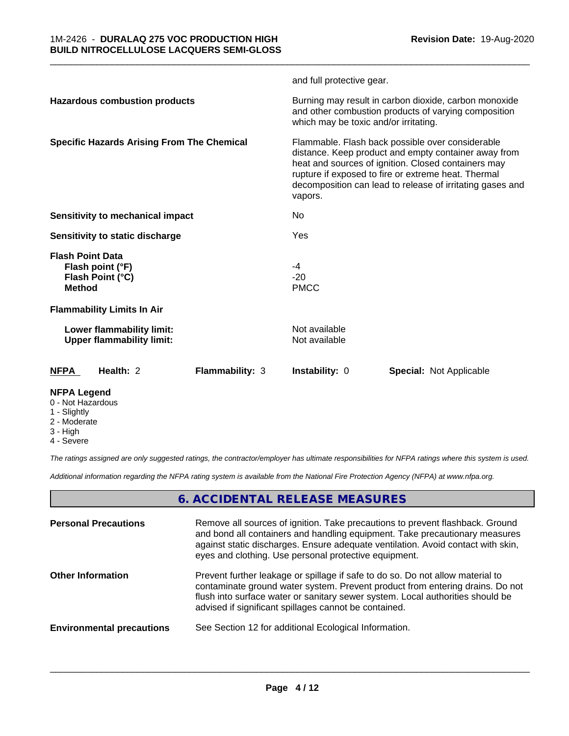and full protective gear.

| | |
|---|---|
| **Hazardous combustion products** | Burning may result in carbon dioxide, carbon monoxide and other combustion products of varying composition which may be toxic and/or irritating. |
| **Specific Hazards Arising From The Chemical** | Flammable. Flash back possible over considerable distance. Keep product and empty container away from heat and sources of ignition. Closed containers may rupture if exposed to fire or extreme heat. Thermal decomposition can lead to release of irritating gases and vapors. |
| **Sensitivity to mechanical impact** | No |
| **Sensitivity to static discharge** | Yes |
| **Flash Point Data** | |
| **Flash point (°F)** | -4 |
| **Flash Point (°C)** | -20 |
| **Method** | PMCC |
| **Flammability Limits In Air** | |
| **Lower flammability limit:** | Not available |
| **Upper flammability limit:** | Not available |

| **NFPA** | **Health:** 2 | **Flammability:** 3 | **Instability:** 0 | **Special:** Not Applicable |
|---|---|---|---|---|

**NFPA Legend**
- 0 - Not Hazardous
- 1 - Slightly
- 2 - Moderate
- 3 - High
- 4 - Severe

*The ratings assigned are only suggested ratings, the contractor/employer has ultimate responsibilities for NFPA ratings where this system is used.*

*Additional information regarding the NFPA rating system is available from the National Fire Protection Agency (NFPA) at www.nfpa.org.*

## 6. ACCIDENTAL RELEASE MEASURES

| | |
|---|---|
| **Personal Precautions** | Remove all sources of ignition. Take precautions to prevent flashback. Ground and bond all containers and handling equipment. Take precautionary measures against static discharges. Ensure adequate ventilation. Avoid contact with skin, eyes and clothing. Use personal protective equipment. |
| **Other Information** | Prevent further leakage or spillage if safe to do so. Do not allow material to contaminate ground water system. Prevent product from entering drains. Do not flush into surface water or sanitary sewer system. Local authorities should be advised if significant spillages cannot be contained. |
| **Environmental precautions** | See Section 12 for additional Ecological Information. |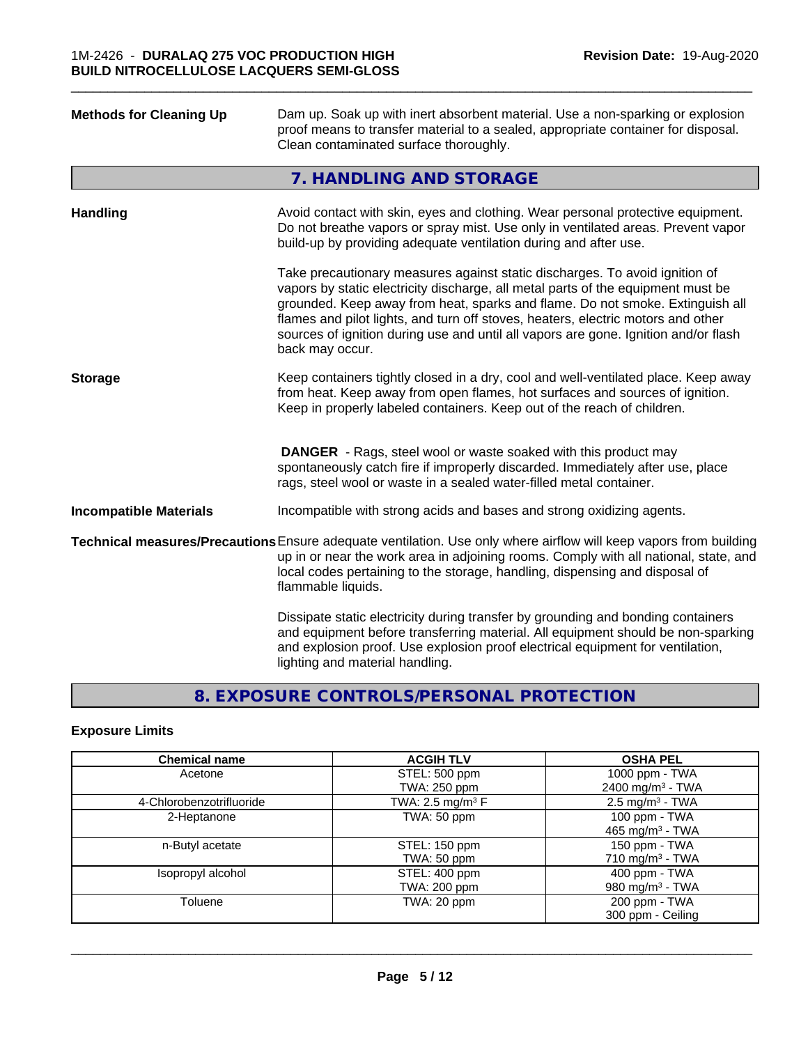**Methods for Cleaning Up** Dam up. Soak up with inert absorbent material. Use a non-sparking or explosion proof means to transfer material to a sealed, appropriate container for disposal. Clean contaminated surface thoroughly.

## 7. HANDLING AND STORAGE

**Handling** Avoid contact with skin, eyes and clothing. Wear personal protective equipment. Do not breathe vapors or spray mist. Use only in ventilated areas. Prevent vapor build-up by providing adequate ventilation during and after use.

Take precautionary measures against static discharges. To avoid ignition of vapors by static electricity discharge, all metal parts of the equipment must be grounded. Keep away from heat, sparks and flame. Do not smoke. Extinguish all flames and pilot lights, and turn off stoves, heaters, electric motors and other sources of ignition during use and until all vapors are gone. Ignition and/or flash back may occur.

**Storage** Keep containers tightly closed in a dry, cool and well-ventilated place. Keep away from heat. Keep away from open flames, hot surfaces and sources of ignition. Keep in properly labeled containers. Keep out of the reach of children.

**DANGER** - Rags, steel wool or waste soaked with this product may spontaneously catch fire if improperly discarded. Immediately after use, place rags, steel wool or waste in a sealed water-filled metal container.

**Incompatible Materials** Incompatible with strong acids and bases and strong oxidizing agents.

**Technical measures/Precautions** Ensure adequate ventilation. Use only where airflow will keep vapors from building up in or near the work area in adjoining rooms. Comply with all national, state, and local codes pertaining to the storage, handling, dispensing and disposal of flammable liquids.

Dissipate static electricity during transfer by grounding and bonding containers and equipment before transferring material. All equipment should be non-sparking and explosion proof. Use explosion proof electrical equipment for ventilation, lighting and material handling.

## 8. EXPOSURE CONTROLS/PERSONAL PROTECTION

### Exposure Limits

| Chemical name | ACGIH TLV | OSHA PEL |
|---|---|---|
| Acetone | STEL: 500 ppm<br>TWA: 250 ppm | 1000 ppm - TWA<br>2400 mg/m³ - TWA |
| 4-Chlorobenzotrifluoride | TWA: 2.5 mg/m³ F | 2.5 mg/m³ - TWA |
| 2-Heptanone | TWA: 50 ppm | 100 ppm - TWA<br>465 mg/m³ - TWA |
| n-Butyl acetate | STEL: 150 ppm<br>TWA: 50 ppm | 150 ppm - TWA<br>710 mg/m³ - TWA |
| Isopropyl alcohol | STEL: 400 ppm<br>TWA: 200 ppm | 400 ppm - TWA<br>980 mg/m³ - TWA |
| Toluene | TWA: 20 ppm | 200 ppm - TWA<br>300 ppm - Ceiling |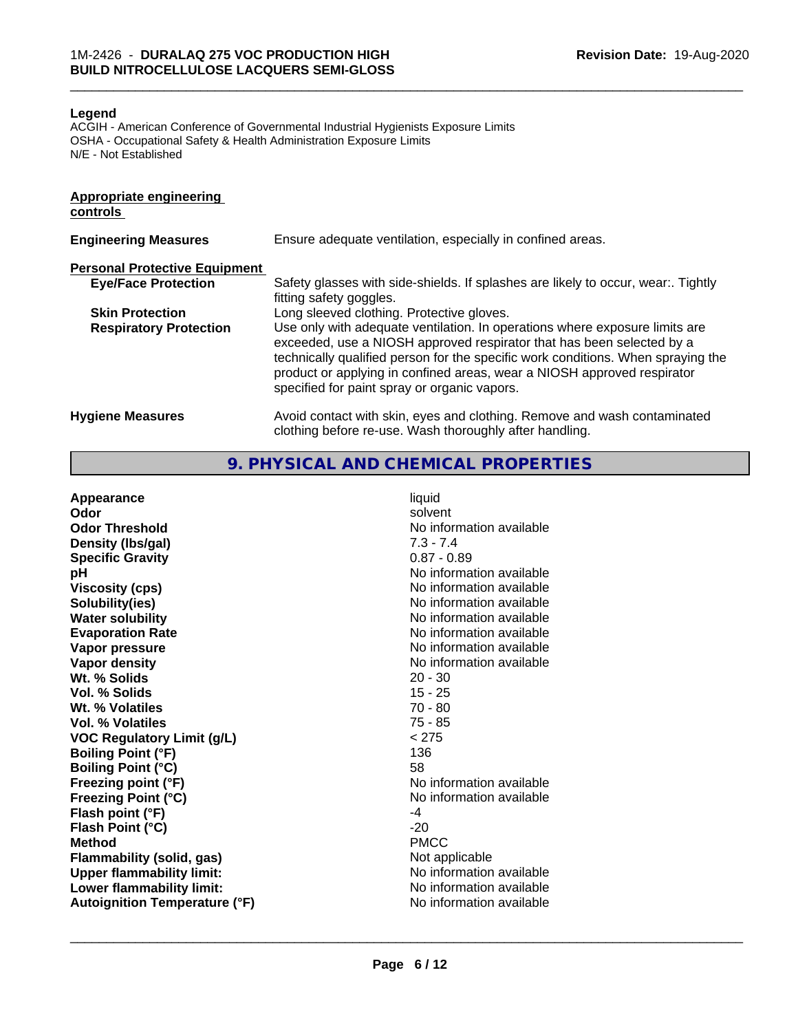**Legend**

ACGIH - American Conference of Governmental Industrial Hygienists Exposure Limits
OSHA - Occupational Safety & Health Administration Exposure Limits
N/E - Not Established

**Appropriate engineering controls**

| | |
|---|---|
| **Engineering Measures** | Ensure adequate ventilation, especially in confined areas. |

**Personal Protective Equipment**

| | |
|---|---|
| **Eye/Face Protection** | Safety glasses with side-shields. If splashes are likely to occur, wear:. Tightly fitting safety goggles. |
| **Skin Protection** | Long sleeved clothing. Protective gloves. |
| **Respiratory Protection** | Use only with adequate ventilation. In operations where exposure limits are exceeded, use a NIOSH approved respirator that has been selected by a technically qualified person for the specific work conditions. When spraying the product or applying in confined areas, wear a NIOSH approved respirator specified for paint spray or organic vapors. |
| **Hygiene Measures** | Avoid contact with skin, eyes and clothing. Remove and wash contaminated clothing before re-use. Wash thoroughly after handling. |

## 9. PHYSICAL AND CHEMICAL PROPERTIES

| | |
|---|---|
| **Appearance** | liquid |
| **Odor** | solvent |
| **Odor Threshold** | No information available |
| **Density (lbs/gal)** | 7.3 - 7.4 |
| **Specific Gravity** | 0.87 - 0.89 |
| **pH** | No information available |
| **Viscosity (cps)** | No information available |
| **Solubility(ies)** | No information available |
| **Water solubility** | No information available |
| **Evaporation Rate** | No information available |
| **Vapor pressure** | No information available |
| **Vapor density** | No information available |
| **Wt. % Solids** | 20 - 30 |
| **Vol. % Solids** | 15 - 25 |
| **Wt. % Volatiles** | 70 - 80 |
| **Vol. % Volatiles** | 75 - 85 |
| **VOC Regulatory Limit (g/L)** | < 275 |
| **Boiling Point (°F)** | 136 |
| **Boiling Point (°C)** | 58 |
| **Freezing point (°F)** | No information available |
| **Freezing Point (°C)** | No information available |
| **Flash point (°F)** | -4 |
| **Flash Point (°C)** | -20 |
| **Method** | PMCC |
| **Flammability (solid, gas)** | Not applicable |
| **Upper flammability limit:** | No information available |
| **Lower flammability limit:** | No information available |
| **Autoignition Temperature (°F)** | No information available |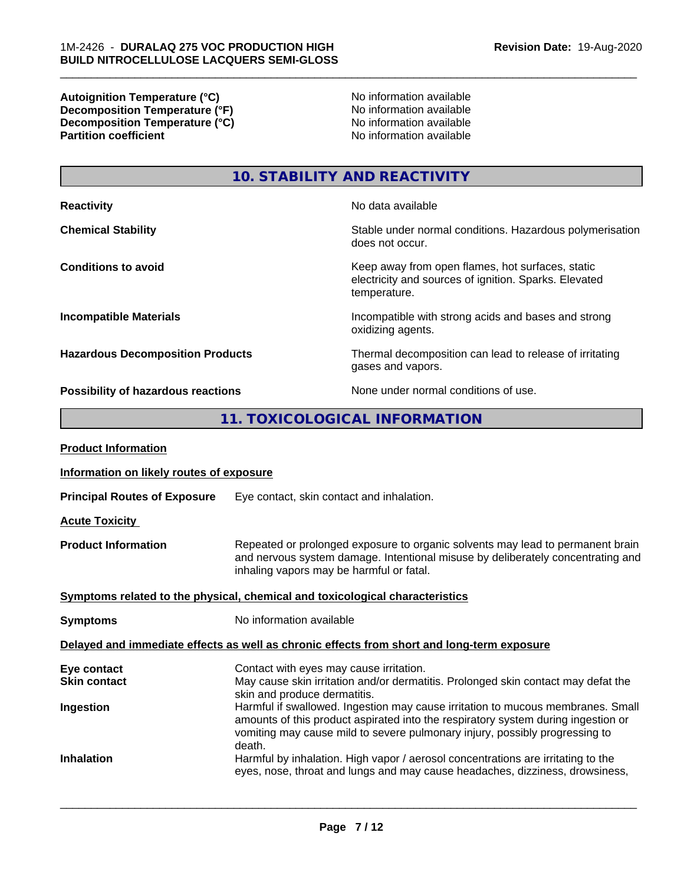| | |
|---|---|
| **Autoignition Temperature (°C)** | No information available |
| **Decomposition Temperature (°F)** | No information available |
| **Decomposition Temperature (°C)** | No information available |
| **Partition coefficient** | No information available |

## 10. STABILITY AND REACTIVITY

| | |
|---|---|
| **Reactivity** | No data available |
| **Chemical Stability** | Stable under normal conditions. Hazardous polymerisation does not occur. |
| **Conditions to avoid** | Keep away from open flames, hot surfaces, static electricity and sources of ignition. Sparks. Elevated temperature. |
| **Incompatible Materials** | Incompatible with strong acids and bases and strong oxidizing agents. |
| **Hazardous Decomposition Products** | Thermal decomposition can lead to release of irritating gases and vapors. |
| **Possibility of hazardous reactions** | None under normal conditions of use. |

## 11. TOXICOLOGICAL INFORMATION

**Product Information**

**Information on likely routes of exposure**

**Principal Routes of Exposure** Eye contact, skin contact and inhalation.

**Acute Toxicity**

**Product Information** Repeated or prolonged exposure to organic solvents may lead to permanent brain and nervous system damage. Intentional misuse by deliberately concentrating and inhaling vapors may be harmful or fatal.

**Symptoms related to the physical, chemical and toxicological characteristics**

**Symptoms** No information available

**Delayed and immediate effects as well as chronic effects from short and long-term exposure**

| | |
|---|---|
| **Eye contact** | Contact with eyes may cause irritation. |
| **Skin contact** | May cause skin irritation and/or dermatitis. Prolonged skin contact may defat the skin and produce dermatitis. |
| **Ingestion** | Harmful if swallowed. Ingestion may cause irritation to mucous membranes. Small amounts of this product aspirated into the respiratory system during ingestion or vomiting may cause mild to severe pulmonary injury, possibly progressing to death. |
| **Inhalation** | Harmful by inhalation. High vapor / aerosol concentrations are irritating to the eyes, nose, throat and lungs and may cause headaches, dizziness, drowsiness, |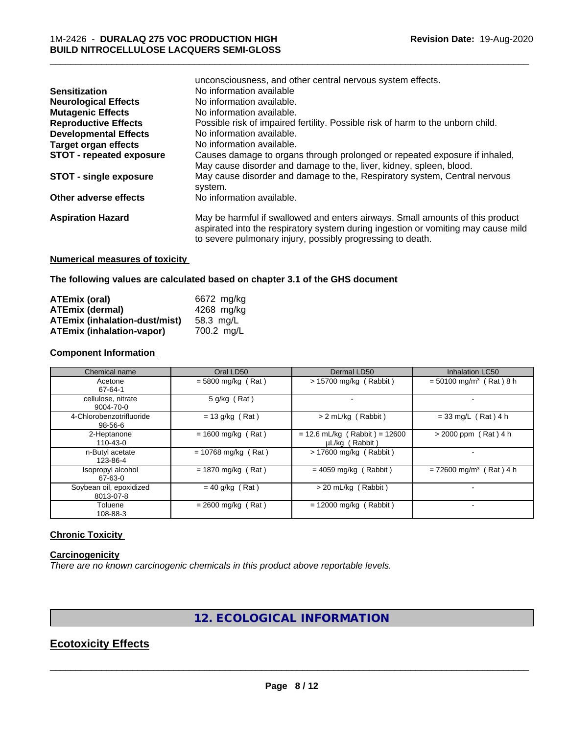| | |
|---|---|
| | unconsciousness, and other central nervous system effects. |
| **Sensitization** | No information available |
| **Neurological Effects** | No information available. |
| **Mutagenic Effects** | No information available. |
| **Reproductive Effects** | Possible risk of impaired fertility. Possible risk of harm to the unborn child. |
| **Developmental Effects** | No information available. |
| **Target organ effects** | No information available. |
| **STOT - repeated exposure** | Causes damage to organs through prolonged or repeated exposure if inhaled, May cause disorder and damage to the, liver, kidney, spleen, blood. |
| **STOT - single exposure** | May cause disorder and damage to the, Respiratory system, Central nervous system. |
| **Other adverse effects** | No information available. |
| **Aspiration Hazard** | May be harmful if swallowed and enters airways. Small amounts of this product aspirated into the respiratory system during ingestion or vomiting may cause mild to severe pulmonary injury, possibly progressing to death. |

**Numerical measures of toxicity**

**The following values are calculated based on chapter 3.1 of the GHS document**

| | |
|---|---|
| **ATEmix (oral)** | 6672 mg/kg |
| **ATEmix (dermal)** | 4268 mg/kg |
| **ATEmix (inhalation-dust/mist)** | 58.3 mg/L |
| **ATEmix (inhalation-vapor)** | 700.2 mg/L |

**Component Information**

| Chemical name | Oral LD50 | Dermal LD50 | Inhalation LC50 |
|---|---|---|---|
| Acetone<br>67-64-1 | = 5800 mg/kg ( Rat ) | > 15700 mg/kg ( Rabbit ) | = 50100 mg/m³ ( Rat ) 8 h |
| cellulose, nitrate<br>9004-70-0 | 5 g/kg ( Rat ) | - | - |
| 4-Chlorobenzotrifluoride<br>98-56-6 | = 13 g/kg ( Rat ) | > 2 mL/kg ( Rabbit ) | = 33 mg/L ( Rat ) 4 h |
| 2-Heptanone<br>110-43-0 | = 1600 mg/kg ( Rat ) | = 12.6 mL/kg ( Rabbit ) = 12600 µL/kg ( Rabbit ) | > 2000 ppm ( Rat ) 4 h |
| n-Butyl acetate<br>123-86-4 | = 10768 mg/kg ( Rat ) | > 17600 mg/kg ( Rabbit ) | - |
| Isopropyl alcohol<br>67-63-0 | = 1870 mg/kg ( Rat ) | = 4059 mg/kg ( Rabbit ) | = 72600 mg/m³ ( Rat ) 4 h |
| Soybean oil, epoxidized<br>8013-07-8 | = 40 g/kg ( Rat ) | > 20 mL/kg ( Rabbit ) | - |
| Toluene<br>108-88-3 | = 2600 mg/kg ( Rat ) | = 12000 mg/kg ( Rabbit ) | - |

**Chronic Toxicity**

**Carcinogenicity**

*There are no known carcinogenic chemicals in this product above reportable levels.*

# 12. ECOLOGICAL INFORMATION

## Ecotoxicity Effects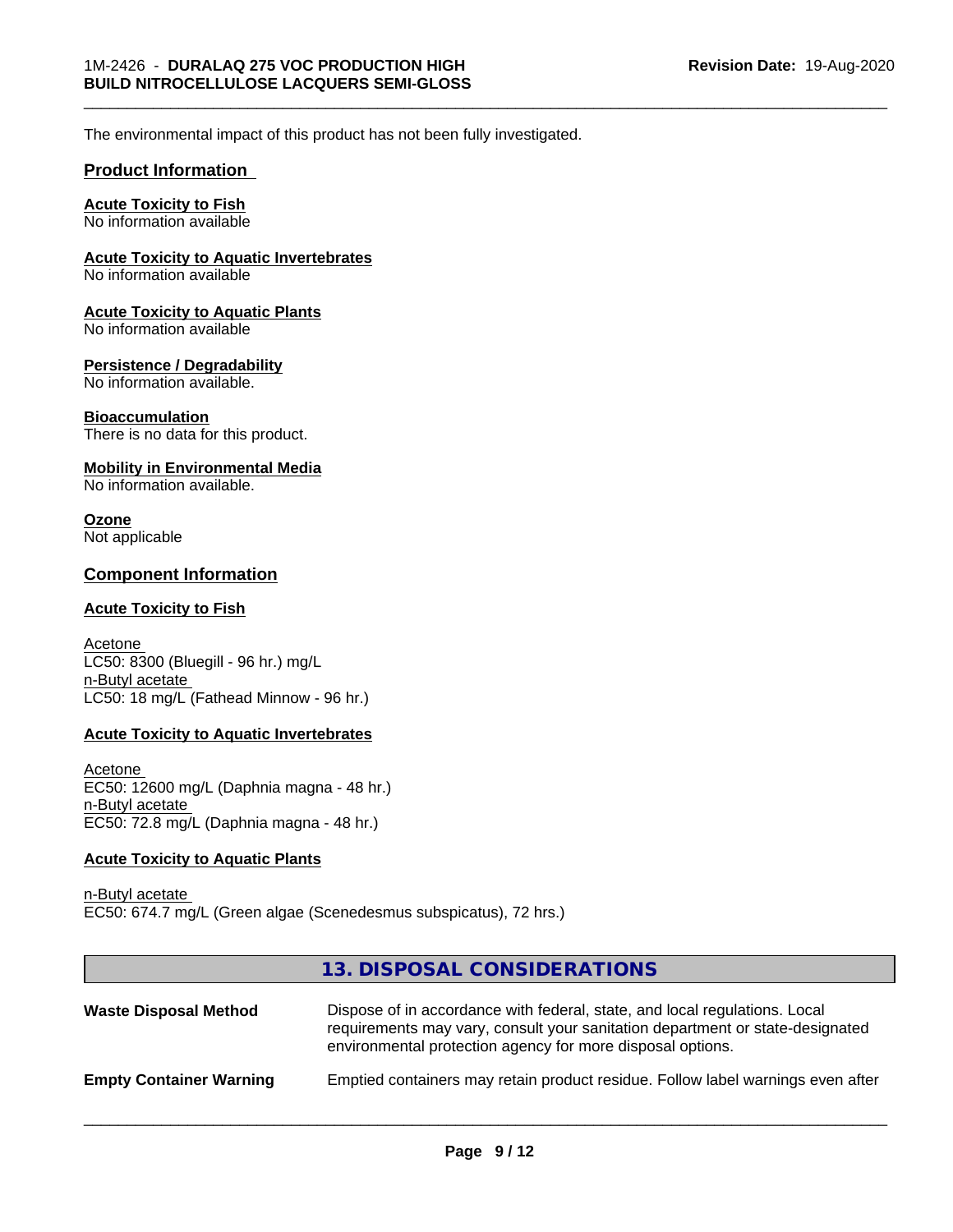The environmental impact of this product has not been fully investigated.

## Product Information

**Acute Toxicity to Fish**
No information available

**Acute Toxicity to Aquatic Invertebrates**
No information available

**Acute Toxicity to Aquatic Plants**
No information available

**Persistence / Degradability**
No information available.

**Bioaccumulation**
There is no data for this product.

**Mobility in Environmental Media**
No information available.

**Ozone**
Not applicable

## Component Information

**Acute Toxicity to Fish**

Acetone
LC50: 8300 (Bluegill - 96 hr.) mg/L
n-Butyl acetate
LC50: 18 mg/L (Fathead Minnow - 96 hr.)

**Acute Toxicity to Aquatic Invertebrates**

Acetone
EC50: 12600 mg/L (Daphnia magna - 48 hr.)
n-Butyl acetate
EC50: 72.8 mg/L (Daphnia magna - 48 hr.)

**Acute Toxicity to Aquatic Plants**

n-Butyl acetate
EC50: 674.7 mg/L (Green algae (Scenedesmus subspicatus), 72 hrs.)

## 13. DISPOSAL CONSIDERATIONS

| | |
|---|---|
| **Waste Disposal Method** | Dispose of in accordance with federal, state, and local regulations. Local requirements may vary, consult your sanitation department or state-designated environmental protection agency for more disposal options. |
| **Empty Container Warning** | Emptied containers may retain product residue. Follow label warnings even after |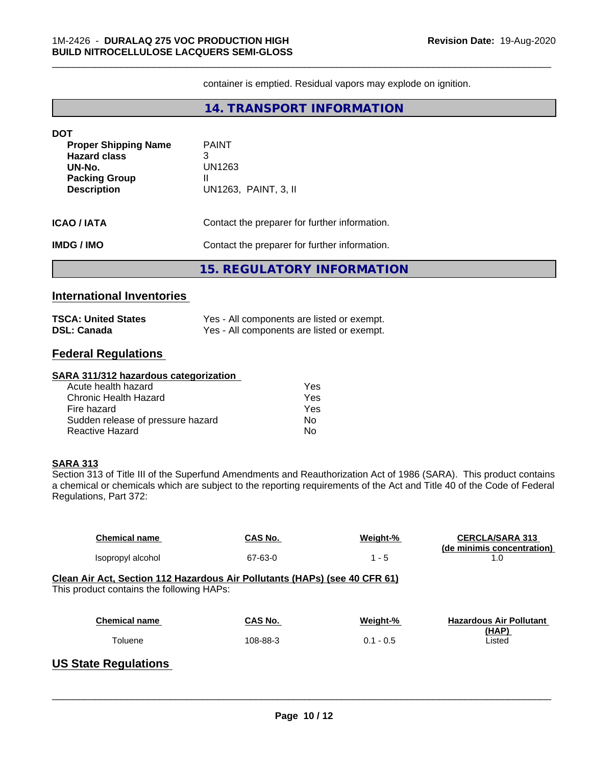container is emptied. Residual vapors may explode on ignition.

## 14. TRANSPORT INFORMATION

**DOT**

| | |
|---|---|
| **Proper Shipping Name** | PAINT |
| **Hazard class** | 3 |
| **UN-No.** | UN1263 |
| **Packing Group** | II |
| **Description** | UN1263, PAINT, 3, II |

**ICAO / IATA** Contact the preparer for further information.

**IMDG / IMO** Contact the preparer for further information.

## 15. REGULATORY INFORMATION

### International Inventories

| | |
|---|---|
| **TSCA: United States** | Yes - All components are listed or exempt. |
| **DSL: Canada** | Yes - All components are listed or exempt. |

### Federal Regulations

**SARA 311/312 hazardous categorization**

| | |
|---|---|
| Acute health hazard | Yes |
| Chronic Health Hazard | Yes |
| Fire hazard | Yes |
| Sudden release of pressure hazard | No |
| Reactive Hazard | No |

**SARA 313**

Section 313 of Title III of the Superfund Amendments and Reauthorization Act of 1986 (SARA). This product contains a chemical or chemicals which are subject to the reporting requirements of the Act and Title 40 of the Code of Federal Regulations, Part 372:

| Chemical name | CAS No. | Weight-% | CERCLA/SARA 313 (de minimis concentration) |
|---|---|---|---|
| Isopropyl alcohol | 67-63-0 | 1 - 5 | 1.0 |

**Clean Air Act, Section 112 Hazardous Air Pollutants (HAPs) (see 40 CFR 61)**

This product contains the following HAPs:

| Chemical name | CAS No. | Weight-% | Hazardous Air Pollutant (HAP) |
|---|---|---|---|
| Toluene | 108-88-3 | 0.1 - 0.5 | Listed |

### US State Regulations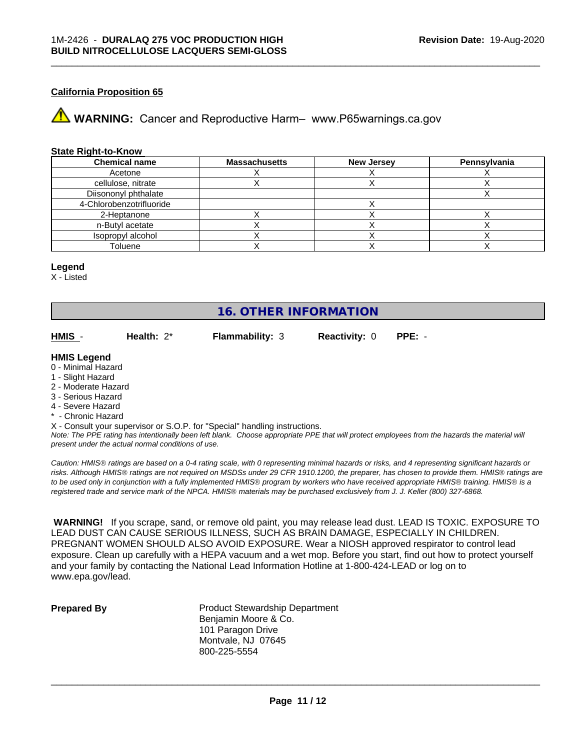**California Proposition 65**

⚠ **WARNING:** Cancer and Reproductive Harm– www.P65warnings.ca.gov

**State Right-to-Know**

| Chemical name | Massachusetts | New Jersey | Pennsylvania |
|---|---|---|---|
| Acetone | X | X | X |
| cellulose, nitrate | X | X | X |
| Diisononyl phthalate | | | X |
| 4-Chlorobenzotrifluoride | | X | |
| 2-Heptanone | X | X | X |
| n-Butyl acetate | X | X | X |
| Isopropyl alcohol | X | X | X |
| Toluene | X | X | X |

**Legend**

X - Listed

## 16. OTHER INFORMATION

**HMIS** - **Health:** 2* **Flammability:** 3 **Reactivity:** 0 **PPE:** -

**HMIS Legend**

0 - Minimal Hazard
1 - Slight Hazard
2 - Moderate Hazard
3 - Serious Hazard
4 - Severe Hazard
* - Chronic Hazard
X - Consult your supervisor or S.O.P. for "Special" handling instructions.

*Note: The PPE rating has intentionally been left blank. Choose appropriate PPE that will protect employees from the hazards the material will present under the actual normal conditions of use.*

*Caution: HMIS® ratings are based on a 0-4 rating scale, with 0 representing minimal hazards or risks, and 4 representing significant hazards or risks. Although HMIS® ratings are not required on MSDSs under 29 CFR 1910.1200, the preparer, has chosen to provide them. HMIS® ratings are to be used only in conjunction with a fully implemented HMIS® program by workers who have received appropriate HMIS® training. HMIS® is a registered trade and service mark of the NPCA. HMIS® materials may be purchased exclusively from J. J. Keller (800) 327-6868.*

**WARNING!** If you scrape, sand, or remove old paint, you may release lead dust. LEAD IS TOXIC. EXPOSURE TO LEAD DUST CAN CAUSE SERIOUS ILLNESS, SUCH AS BRAIN DAMAGE, ESPECIALLY IN CHILDREN. PREGNANT WOMEN SHOULD ALSO AVOID EXPOSURE. Wear a NIOSH approved respirator to control lead exposure. Clean up carefully with a HEPA vacuum and a wet mop. Before you start, find out how to protect yourself and your family by contacting the National Lead Information Hotline at 1-800-424-LEAD or log on to www.epa.gov/lead.

**Prepared By**

Product Stewardship Department
Benjamin Moore & Co.
101 Paragon Drive
Montvale, NJ 07645
800-225-5554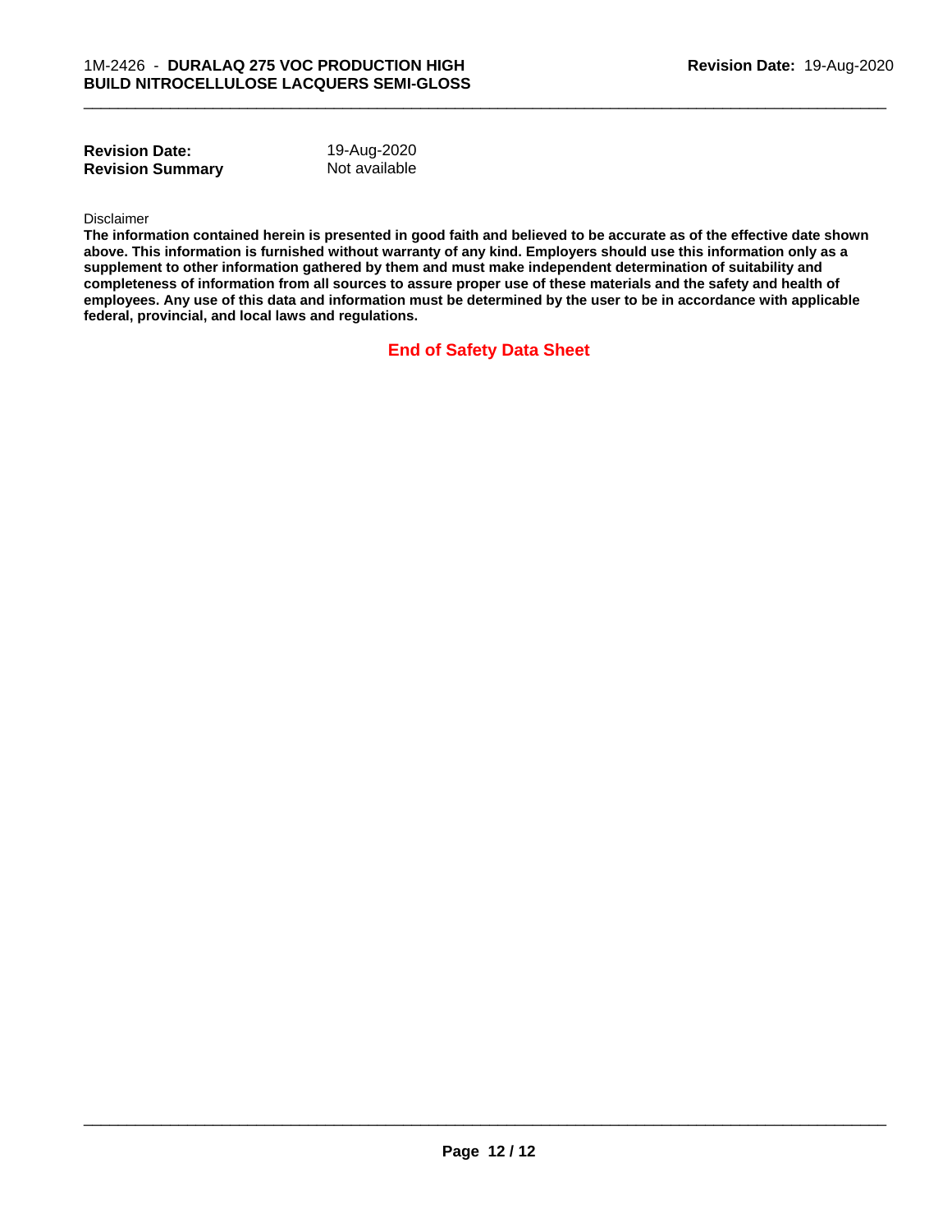**Revision Date:** 19-Aug-2020
**Revision Summary** Not available

Disclaimer

**The information contained herein is presented in good faith and believed to be accurate as of the effective date shown above. This information is furnished without warranty of any kind. Employers should use this information only as a supplement to other information gathered by them and must make independent determination of suitability and completeness of information from all sources to assure proper use of these materials and the safety and health of employees. Any use of this data and information must be determined by the user to be in accordance with applicable federal, provincial, and local laws and regulations.**

**End of Safety Data Sheet**